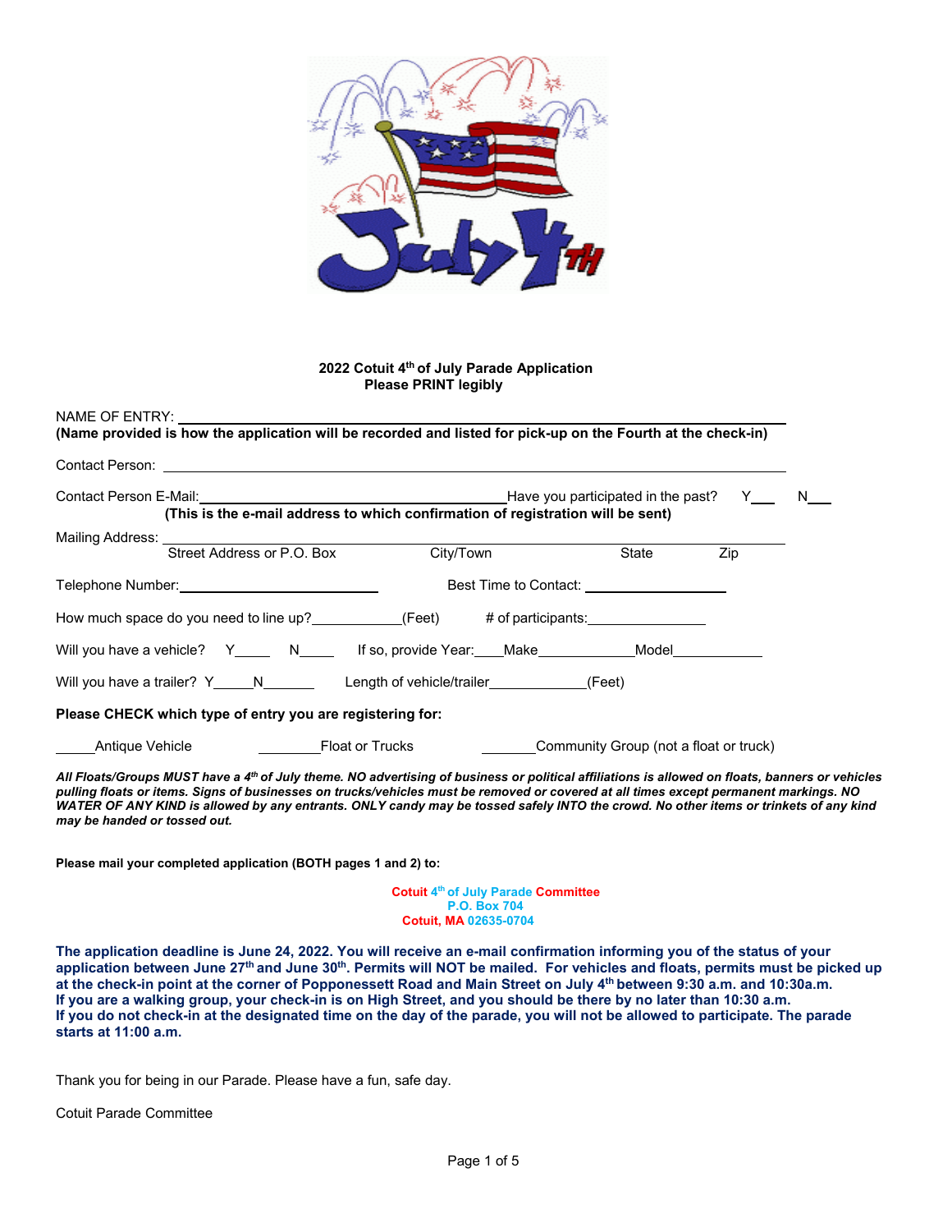**2022 Cotuit 4th of July Parade Application**
**Please PRINT legibly**

NAME OF ENTRY: ______________________________________________________________
**(Name provided is how the application will be recorded and listed for pick-up on the Fourth at the check-in)**

Contact Person: ______________________________________________________________

Contact Person E-Mail: ________________________________________ Have you participated in the past? Y___ N___
**(This is the e-mail address to which confirmation of registration will be sent)**

Mailing Address: ______________________________________________________________
Street Address or P.O. Box City/Town State Zip

Telephone Number: __________________________ Best Time to Contact: ____________________

How much space do you need to line up? ____________(Feet) # of participants: ________________

Will you have a vehicle? Y_____ N_____ If so, provide Year:____Make____________Model____________

Will you have a trailer? Y_____N_______ Length of vehicle/trailer_____________(Feet)

**Please CHECK which type of entry you are registering for:**

_____Antique Vehicle ________Float or Trucks _______Community Group (not a float or truck)

***All Floats/Groups MUST have a 4th of July theme. NO advertising of business or political affiliations is allowed on floats, banners or vehicles pulling floats or items. Signs of businesses on trucks/vehicles must be removed or covered at all times except permanent markings. NO WATER OF ANY KIND is allowed by any entrants. ONLY candy may be tossed safely INTO the crowd. No other items or trinkets of any kind may be handed or tossed out.***

**Please mail your completed application (BOTH pages 1 and 2) to:**

**Cotuit 4th of July Parade Committee**
**P.O. Box 704**
**Cotuit, MA 02635-0704**

**The application deadline is June 24, 2022. You will receive an e-mail confirmation informing you of the status of your application between June 27th and June 30th. Permits will NOT be mailed. For vehicles and floats, permits must be picked up at the check-in point at the corner of Popponessett Road and Main Street on July 4th between 9:30 a.m. and 10:30a.m.**
**If you are a walking group, your check-in is on High Street, and you should be there by no later than 10:30 a.m.**
**If you do not check-in at the designated time on the day of the parade, you will not be allowed to participate. The parade starts at 11:00 a.m.**

Thank you for being in our Parade. Please have a fun, safe day.

Cotuit Parade Committee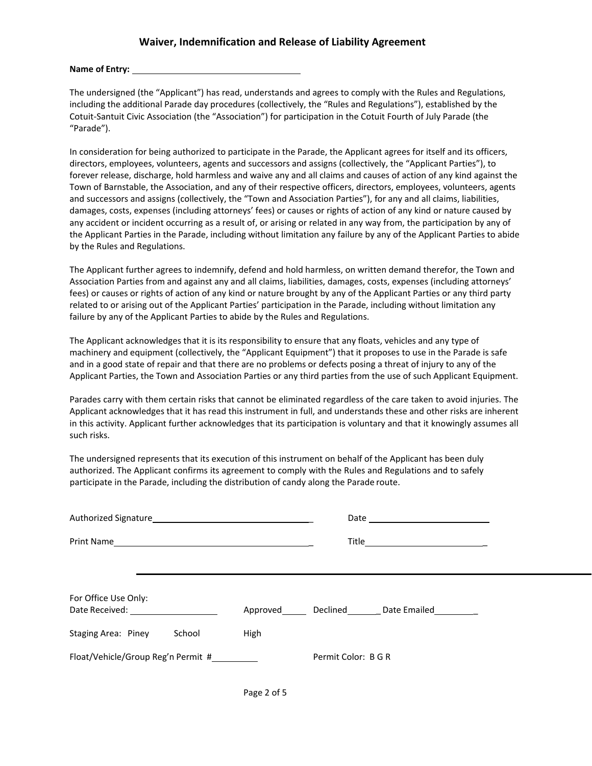## Waiver, Indemnification and Release of Liability Agreement

**Name of Entry:** ___________________________________

The undersigned (the "Applicant") has read, understands and agrees to comply with the Rules and Regulations, including the additional Parade day procedures (collectively, the "Rules and Regulations"), established by the Cotuit-Santuit Civic Association (the "Association") for participation in the Cotuit Fourth of July Parade (the "Parade").

In consideration for being authorized to participate in the Parade, the Applicant agrees for itself and its officers, directors, employees, volunteers, agents and successors and assigns (collectively, the "Applicant Parties"), to forever release, discharge, hold harmless and waive any and all claims and causes of action of any kind against the Town of Barnstable, the Association, and any of their respective officers, directors, employees, volunteers, agents and successors and assigns (collectively, the "Town and Association Parties"), for any and all claims, liabilities, damages, costs, expenses (including attorneys' fees) or causes or rights of action of any kind or nature caused by any accident or incident occurring as a result of, or arising or related in any way from, the participation by any of the Applicant Parties in the Parade, including without limitation any failure by any of the Applicant Parties to abide by the Rules and Regulations.

The Applicant further agrees to indemnify, defend and hold harmless, on written demand therefor, the Town and Association Parties from and against any and all claims, liabilities, damages, costs, expenses (including attorneys' fees) or causes or rights of action of any kind or nature brought by any of the Applicant Parties or any third party related to or arising out of the Applicant Parties' participation in the Parade, including without limitation any failure by any of the Applicant Parties to abide by the Rules and Regulations.

The Applicant acknowledges that it is its responsibility to ensure that any floats, vehicles and any type of machinery and equipment (collectively, the "Applicant Equipment") that it proposes to use in the Parade is safe and in a good state of repair and that there are no problems or defects posing a threat of injury to any of the Applicant Parties, the Town and Association Parties or any third parties from the use of such Applicant Equipment.

Parades carry with them certain risks that cannot be eliminated regardless of the care taken to avoid injuries. The Applicant acknowledges that it has read this instrument in full, and understands these and other risks are inherent in this activity. Applicant further acknowledges that its participation is voluntary and that it knowingly assumes all such risks.

The undersigned represents that its execution of this instrument on behalf of the Applicant has been duly authorized. The Applicant confirms its agreement to comply with the Rules and Regulations and to safely participate in the Parade, including the distribution of candy along the Parade route.

Authorized Signature__________________________________ Date __________________________

Print Name__________________________________________ Title__________________________

---

For Office Use Only:

Date Received: __________________ Approved_____ Declined______ Date Emailed_________

Staging Area: Piney School High

Float/Vehicle/Group Reg'n Permit #__________ Permit Color: B G R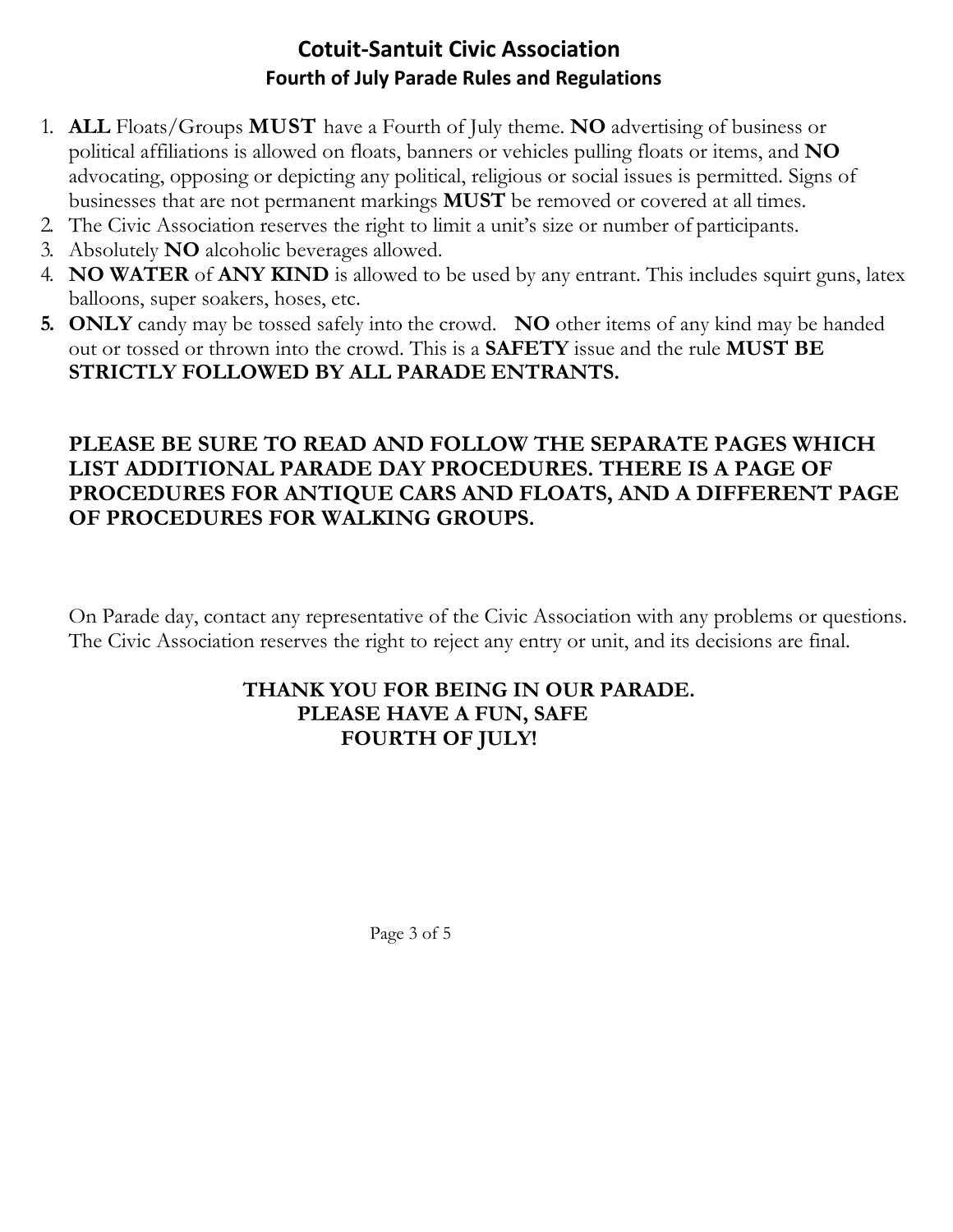# Cotuit-Santuit Civic Association

## Fourth of July Parade Rules and Regulations

1. **ALL** Floats/Groups **MUST** have a Fourth of July theme. **NO** advertising of business or political affiliations is allowed on floats, banners or vehicles pulling floats or items, and **NO** advocating, opposing or depicting any political, religious or social issues is permitted. Signs of businesses that are not permanent markings **MUST** be removed or covered at all times.
2. The Civic Association reserves the right to limit a unit's size or number of participants.
3. Absolutely **NO** alcoholic beverages allowed.
4. **NO WATER** of **ANY KIND** is allowed to be used by any entrant. This includes squirt guns, latex balloons, super soakers, hoses, etc.
5. **ONLY** candy may be tossed safely into the crowd. **NO** other items of any kind may be handed out or tossed or thrown into the crowd. This is a **SAFETY** issue and the rule **MUST BE STRICTLY FOLLOWED BY ALL PARADE ENTRANTS.**

**PLEASE BE SURE TO READ AND FOLLOW THE SEPARATE PAGES WHICH LIST ADDITIONAL PARADE DAY PROCEDURES. THERE IS A PAGE OF PROCEDURES FOR ANTIQUE CARS AND FLOATS, AND A DIFFERENT PAGE OF PROCEDURES FOR WALKING GROUPS.**

On Parade day, contact any representative of the Civic Association with any problems or questions. The Civic Association reserves the right to reject any entry or unit, and its decisions are final.

**THANK YOU FOR BEING IN OUR PARADE.**
**PLEASE HAVE A FUN, SAFE**
**FOURTH OF JULY!**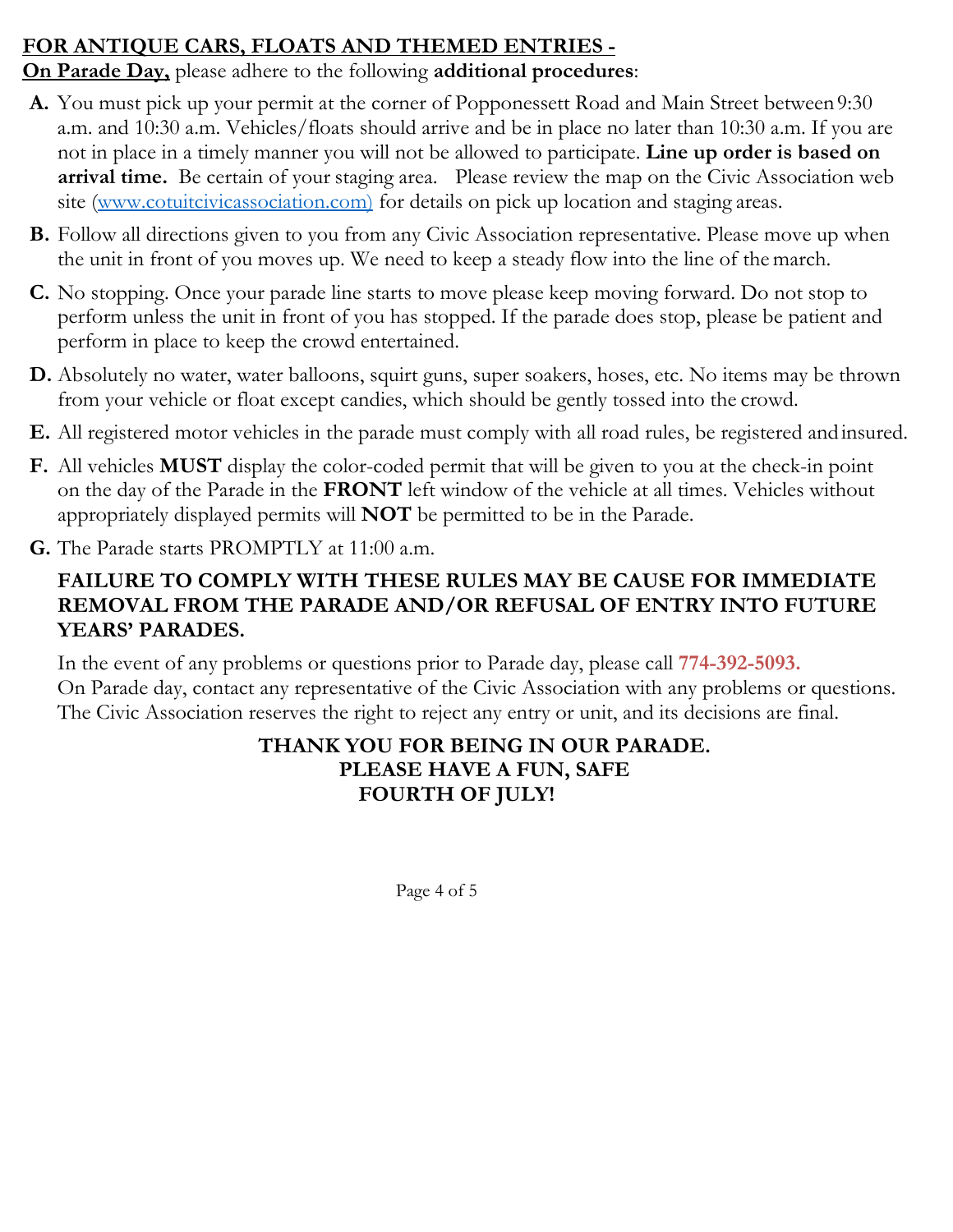**<u>FOR ANTIQUE CARS, FLOATS AND THEMED ENTRIES -</u>**

**<u>On Parade Day,</u>** please adhere to the following **additional procedures**:

**A.** You must pick up your permit at the corner of Popponessett Road and Main Street between 9:30 a.m. and 10:30 a.m. Vehicles/floats should arrive and be in place no later than 10:30 a.m. If you are not in place in a timely manner you will not be allowed to participate. **Line up order is based on arrival time.** Be certain of your staging area. Please review the map on the Civic Association web site (www.cotuitcivicassociation.com) for details on pick up location and staging areas.

**B.** Follow all directions given to you from any Civic Association representative. Please move up when the unit in front of you moves up. We need to keep a steady flow into the line of the march.

**C.** No stopping. Once your parade line starts to move please keep moving forward. Do not stop to perform unless the unit in front of you has stopped. If the parade does stop, please be patient and perform in place to keep the crowd entertained.

**D.** Absolutely no water, water balloons, squirt guns, super soakers, hoses, etc. No items may be thrown from your vehicle or float except candies, which should be gently tossed into the crowd.

**E.** All registered motor vehicles in the parade must comply with all road rules, be registered and insured.

**F.** All vehicles **MUST** display the color-coded permit that will be given to you at the check-in point on the day of the Parade in the **FRONT** left window of the vehicle at all times. Vehicles without appropriately displayed permits will **NOT** be permitted to be in the Parade.

**G.** The Parade starts PROMPTLY at 11:00 a.m.

**FAILURE TO COMPLY WITH THESE RULES MAY BE CAUSE FOR IMMEDIATE REMOVAL FROM THE PARADE AND/OR REFUSAL OF ENTRY INTO FUTURE YEARS' PARADES.**

In the event of any problems or questions prior to Parade day, please call **774-392-5093.**
On Parade day, contact any representative of the Civic Association with any problems or questions.
The Civic Association reserves the right to reject any entry or unit, and its decisions are final.

**THANK YOU FOR BEING IN OUR PARADE.**
**PLEASE HAVE A FUN, SAFE**
**FOURTH OF JULY!**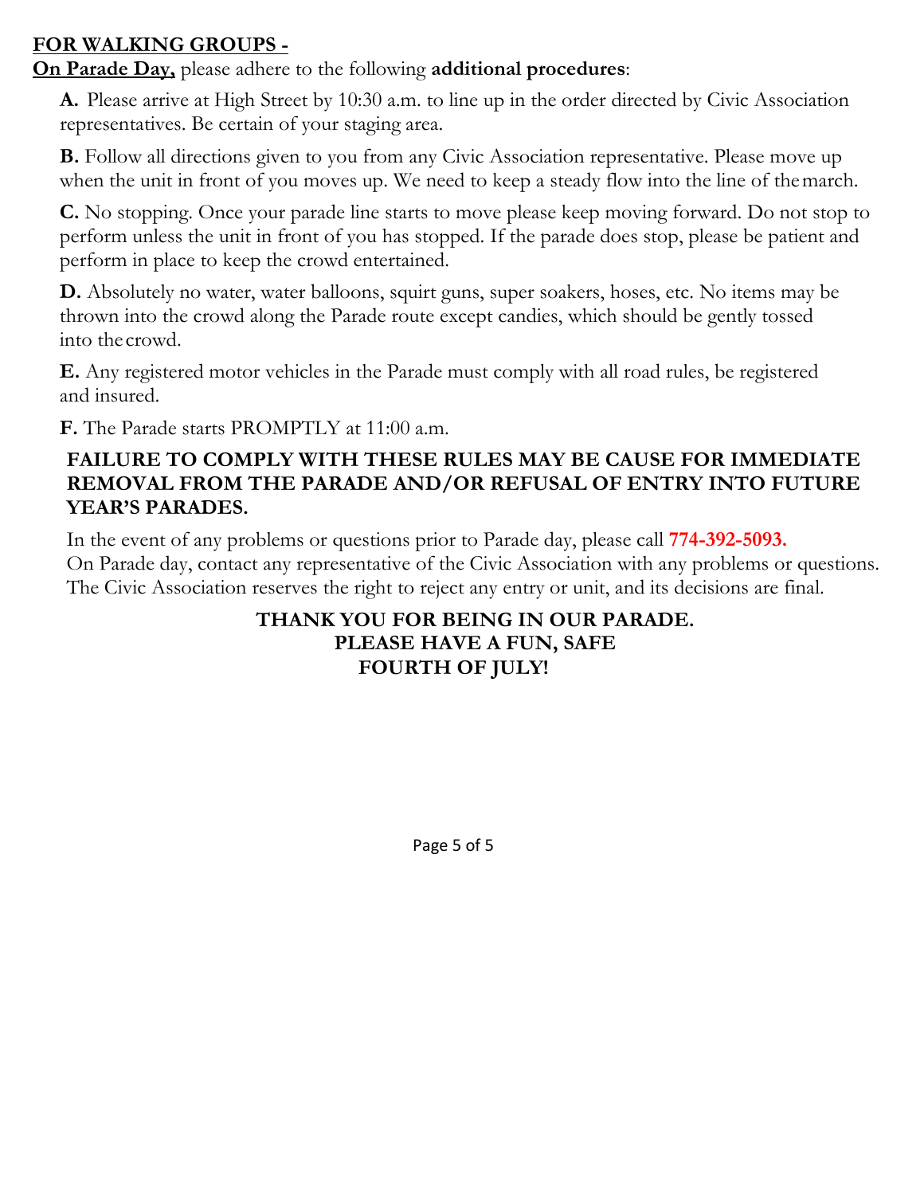**FOR WALKING GROUPS -**

**On Parade Day,** please adhere to the following **additional procedures**:

**A.** Please arrive at High Street by 10:30 a.m. to line up in the order directed by Civic Association representatives. Be certain of your staging area.

**B.** Follow all directions given to you from any Civic Association representative. Please move up when the unit in front of you moves up. We need to keep a steady flow into the line of the march.

**C.** No stopping. Once your parade line starts to move please keep moving forward. Do not stop to perform unless the unit in front of you has stopped. If the parade does stop, please be patient and perform in place to keep the crowd entertained.

**D.** Absolutely no water, water balloons, squirt guns, super soakers, hoses, etc. No items may be thrown into the crowd along the Parade route except candies, which should be gently tossed into the crowd.

**E.** Any registered motor vehicles in the Parade must comply with all road rules, be registered and insured.

**F.** The Parade starts PROMPTLY at 11:00 a.m.

**FAILURE TO COMPLY WITH THESE RULES MAY BE CAUSE FOR IMMEDIATE REMOVAL FROM THE PARADE AND/OR REFUSAL OF ENTRY INTO FUTURE YEAR'S PARADES.**

In the event of any problems or questions prior to Parade day, please call **774-392-5093.**
On Parade day, contact any representative of the Civic Association with any problems or questions. The Civic Association reserves the right to reject any entry or unit, and its decisions are final.

**THANK YOU FOR BEING IN OUR PARADE.
PLEASE HAVE A FUN, SAFE
FOURTH OF JULY!**